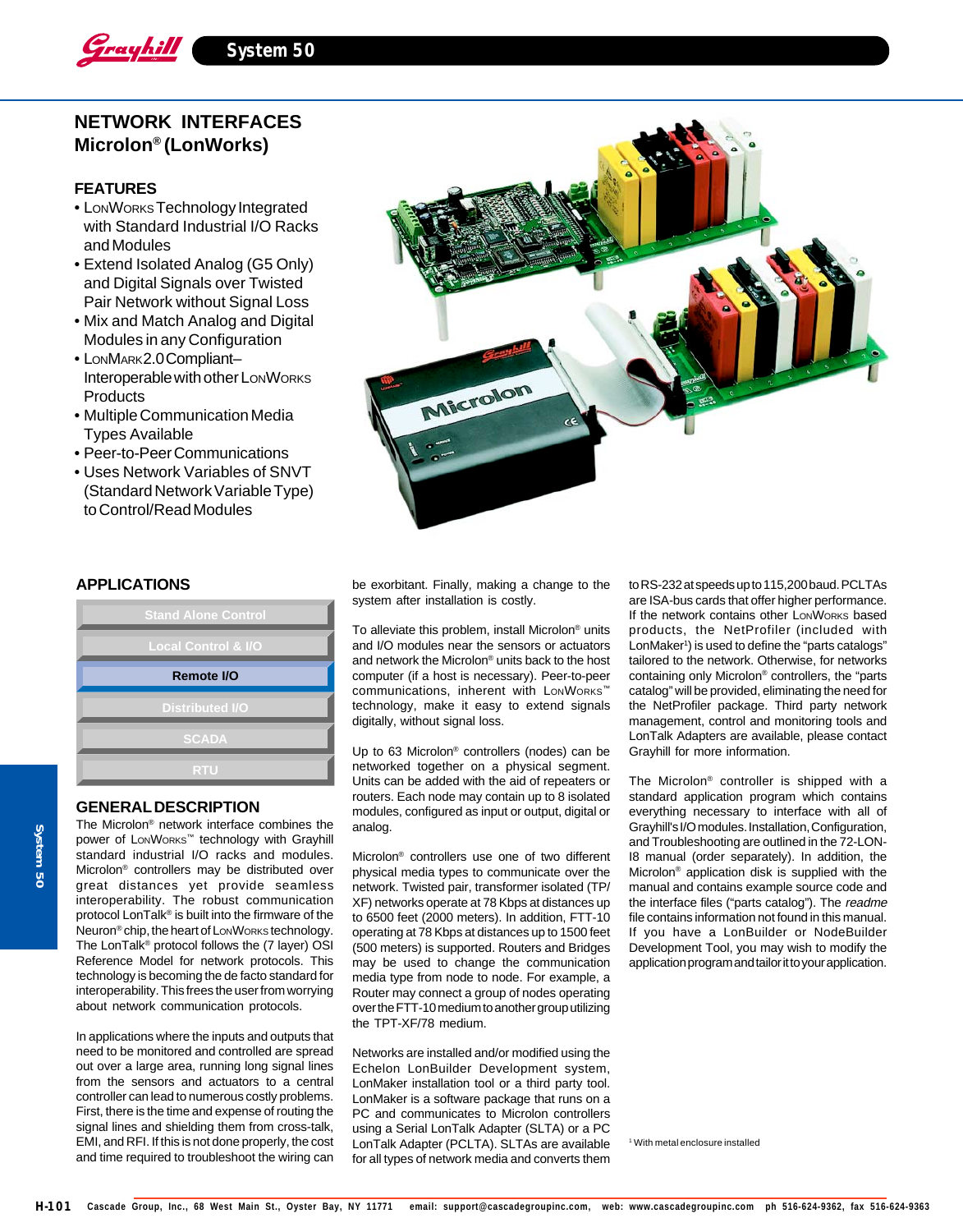# NETWORK INTERFACES Microlon® (LonWorks)

## FEATURES

- LonWorks Technology Integrated with Standard Industrial I/O Racks and Modules
- Extend Isolated Analog (G5 Only) and Digital Signals over Twisted Pair Network without Signal Loss
- Mix and Match Analog and Digital Modules in any Configuration
- LonMark 2.0 Compliant– Interoperable with other LonWorks Products
- Multiple Communication Media Types Available
- Peer-to-Peer Communications
- Uses Network Variables of SNVT (Standard Network Variable Type) to Control/Read Modules

## APPLICATIONS

- Stand Alone Control
- Local Control & I/O
- **Remote I/O**
- Distributed I/O
- SCADA
- RTU

## GENERAL DESCRIPTION

The Microlon® network interface combines the power of LonWorks™ technology with Grayhill standard industrial I/O racks and modules. Microlon® controllers may be distributed over great distances yet provide seamless interoperability. The robust communication protocol LonTalk® is built into the firmware of the Neuron® chip, the heart of LonWorks technology. The LonTalk® protocol follows the (7 layer) OSI Reference Model for network protocols. This technology is becoming the de facto standard for interoperability. This frees the user from worrying about network communication protocols.

In applications where the inputs and outputs that need to be monitored and controlled are spread out over a large area, running long signal lines from the sensors and actuators to a central controller can lead to numerous costly problems. First, there is the time and expense of routing the signal lines and shielding them from cross-talk, EMI, and RFI. If this is not done properly, the cost and time required to troubleshoot the wiring can be exorbitant. Finally, making a change to the system after installation is costly.

To alleviate this problem, install Microlon® units and I/O modules near the sensors or actuators and network the Microlon® units back to the host computer (if a host is necessary). Peer-to-peer communications, inherent with LonWorks™ technology, make it easy to extend signals digitally, without signal loss.

Up to 63 Microlon® controllers (nodes) can be networked together on a physical segment. Units can be added with the aid of repeaters or routers. Each node may contain up to 8 isolated modules, configured as input or output, digital or analog.

Microlon® controllers use one of two different physical media types to communicate over the network. Twisted pair, transformer isolated (TP/XF) networks operate at 78 Kbps at distances up to 6500 feet (2000 meters). In addition, FTT-10 operating at 78 Kbps at distances up to 1500 feet (500 meters) is supported. Routers and Bridges may be used to change the communication media type from node to node. For example, a Router may connect a group of nodes operating over the FTT-10 medium to another group utilizing the TPT-XF/78 medium.

Networks are installed and/or modified using the Echelon LonBuilder Development system, LonMaker installation tool or a third party tool. LonMaker is a software package that runs on a PC and communicates to Microlon controllers using a Serial LonTalk Adapter (SLTA) or a PC LonTalk Adapter (PCLTA). SLTAs are available for all types of network media and converts them to RS-232 at speeds up to 115,200 baud. PCLTAs are ISA-bus cards that offer higher performance. If the network contains other LonWorks based products, the NetProfiler (included with LonMaker[1]) is used to define the "parts catalogs" tailored to the network. Otherwise, for networks containing only Microlon® controllers, the "parts catalog" will be provided, eliminating the need for the NetProfiler package. Third party network management, control and monitoring tools and LonTalk Adapters are available, please contact Grayhill for more information.

The Microlon® controller is shipped with a standard application program which contains everything necessary to interface with all of Grayhill's I/O modules. Installation, Configuration, and Troubleshooting are outlined in the 72-LON-I8 manual (order separately). In addition, the Microlon® application disk is supplied with the manual and contains example source code and the interface files ("parts catalog"). The *readme* file contains information not found in this manual. If you have a LonBuilder or NodeBuilder Development Tool, you may wish to modify the application program and tailor it to your application.

[1] With metal enclosure installed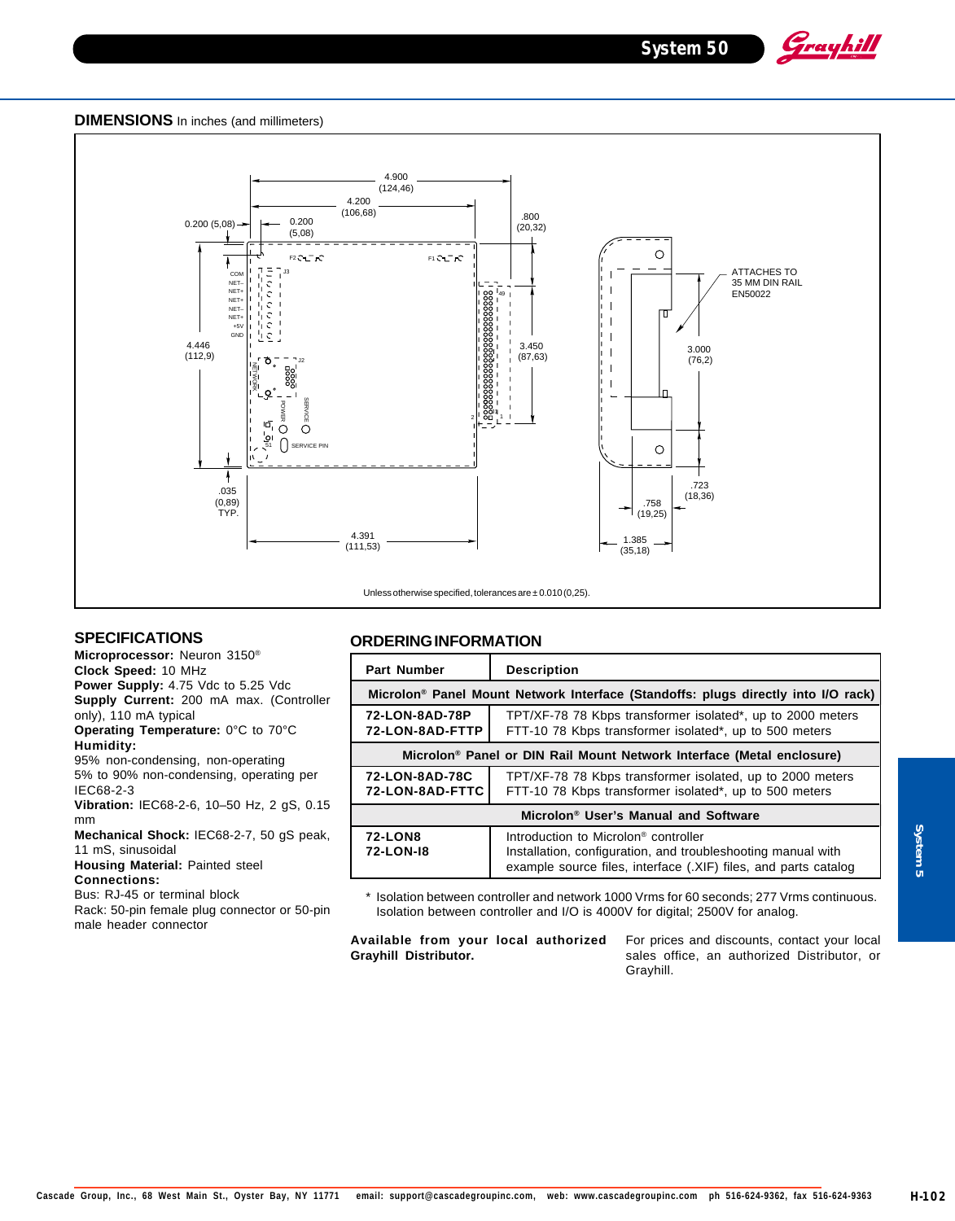## DIMENSIONS In inches (and millimeters)

4.900 (124,46)
4.200 (106,68)
0.200 (5,08)
0.200 (5,08)
.800 (20,32)
4.446 (112,9)
3.450 (87,63)
.035 (0,89) TYP.
4.391 (111,53)
ATTACHES TO 35 MM DIN RAIL EN50022
3.000 (76,2)
.723 (18,36)
.758 (19,25)
1.385 (35,18)
COM NET– NET+ NET+ NET– NET+ +5V GND
J3 J2 F1 F2 NETWORK POWER SERVICE SERVICE PIN 49 2 1

Unless otherwise specified, tolerances are ± 0.010 (0,25).

## SPECIFICATIONS

**Microprocessor:** Neuron 3150®
**Clock Speed:** 10 MHz
**Power Supply:** 4.75 Vdc to 5.25 Vdc
**Supply Current:** 200 mA max. (Controller only), 110 mA typical
**Operating Temperature:** 0°C to 70°C
**Humidity:**
95% non-condensing, non-operating
5% to 90% non-condensing, operating per IEC68-2-3
**Vibration:** IEC68-2-6, 10–50 Hz, 2 gS, 0.15 mm
**Mechanical Shock:** IEC68-2-7, 50 gS peak, 11 mS, sinusoidal
**Housing Material:** Painted steel
**Connections:**
Bus: RJ-45 or terminal block
Rack: 50-pin female plug connector or 50-pin male header connector

## ORDERING INFORMATION

| Part Number | Description |
|---|---|
| **Microlon® Panel Mount Network Interface (Standoffs: plugs directly into I/O rack)** | |
| **72-LON-8AD-78P** | TPT/XF-78 78 Kbps transformer isolated*, up to 2000 meters |
| **72-LON-8AD-FTTP** | FTT-10 78 Kbps transformer isolated*, up to 500 meters |
| **Microlon® Panel or DIN Rail Mount Network Interface (Metal enclosure)** | |
| **72-LON-8AD-78C** | TPT/XF-78 78 Kbps transformer isolated, up to 2000 meters |
| **72-LON-8AD-FTTC** | FTT-10 78 Kbps transformer isolated*, up to 500 meters |
| **Microlon® User's Manual and Software** | |
| **72-LON8** | Introduction to Microlon® controller |
| **72-LON-I8** | Installation, configuration, and troubleshooting manual with example source files, interface (.XIF) files, and parts catalog |

* Isolation between controller and network 1000 Vrms for 60 seconds; 277 Vrms continuous. Isolation between controller and I/O is 4000V for digital; 2500V for analog.

**Available from your local authorized Grayhill Distributor.**

For prices and discounts, contact your local sales office, an authorized Distributor, or Grayhill.